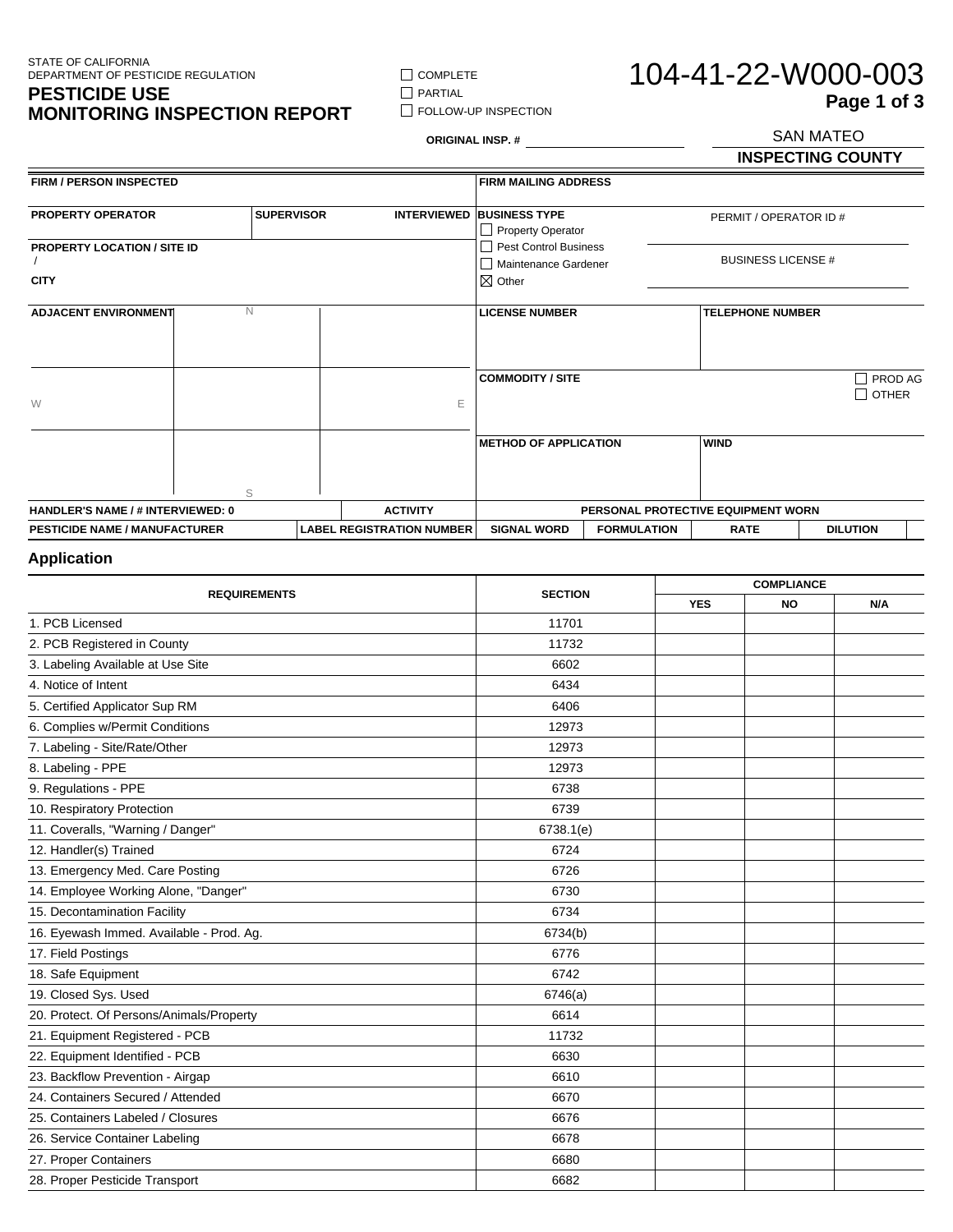STATE OF CALIFORNIA
DEPARTMENT OF PESTICIDE REGULATION

# PESTICIDE USE MONITORING INSPECTION REPORT

☐ COMPLETE
☐ PARTIAL
☐ FOLLOW-UP INSPECTION

**ORIGINAL INSP. #** ______________

# 104-41-22-W000-003

SAN MATEO
**INSPECTING COUNTY**

| FIRM / PERSON INSPECTED | | | FIRM MAILING ADDRESS | |
|---|---|---|---|---|
| **PROPERTY OPERATOR** | **SUPERVISOR** | **INTERVIEWED** | **BUSINESS TYPE** ☐ Property Operator ☐ Pest Control Business ☐ Maintenance Gardener ☒ Other | PERMIT / OPERATOR ID # |
| **PROPERTY LOCATION / SITE ID** / | | | | BUSINESS LICENSE # |
| **CITY** | | | | |

| ADJACENT ENVIRONMENT | N | | LICENSE NUMBER | TELEPHONE NUMBER |
|---|---|---|---|---|
| W | | E | **COMMODITY / SITE** | ☐ PROD AG ☐ OTHER |
| | S | | **METHOD OF APPLICATION** | **WIND** |

| HANDLER'S NAME / # INTERVIEWED: 0 | ACTIVITY | PERSONAL PROTECTIVE EQUIPMENT WORN | | | |
|---|---|---|---|---|---|
| **PESTICIDE NAME / MANUFACTURER** | **LABEL REGISTRATION NUMBER** | **SIGNAL WORD** | **FORMULATION** | **RATE** | **DILUTION** |

## Application

| REQUIREMENTS | SECTION | COMPLIANCE | | |
|---|---|---|---|---|
| | | **YES** | **NO** | **N/A** |
| 1. PCB Licensed | 11701 | | | |
| 2. PCB Registered in County | 11732 | | | |
| 3. Labeling Available at Use Site | 6602 | | | |
| 4. Notice of Intent | 6434 | | | |
| 5. Certified Applicator Sup RM | 6406 | | | |
| 6. Complies w/Permit Conditions | 12973 | | | |
| 7. Labeling - Site/Rate/Other | 12973 | | | |
| 8. Labeling - PPE | 12973 | | | |
| 9. Regulations - PPE | 6738 | | | |
| 10. Respiratory Protection | 6739 | | | |
| 11. Coveralls, "Warning / Danger" | 6738.1(e) | | | |
| 12. Handler(s) Trained | 6724 | | | |
| 13. Emergency Med. Care Posting | 6726 | | | |
| 14. Employee Working Alone, "Danger" | 6730 | | | |
| 15. Decontamination Facility | 6734 | | | |
| 16. Eyewash Immed. Available - Prod. Ag. | 6734(b) | | | |
| 17. Field Postings | 6776 | | | |
| 18. Safe Equipment | 6742 | | | |
| 19. Closed Sys. Used | 6746(a) | | | |
| 20. Protect. Of Persons/Animals/Property | 6614 | | | |
| 21. Equipment Registered - PCB | 11732 | | | |
| 22. Equipment Identified - PCB | 6630 | | | |
| 23. Backflow Prevention - Airgap | 6610 | | | |
| 24. Containers Secured / Attended | 6670 | | | |
| 25. Containers Labeled / Closures | 6676 | | | |
| 26. Service Container Labeling | 6678 | | | |
| 27. Proper Containers | 6680 | | | |
| 28. Proper Pesticide Transport | 6682 | | | |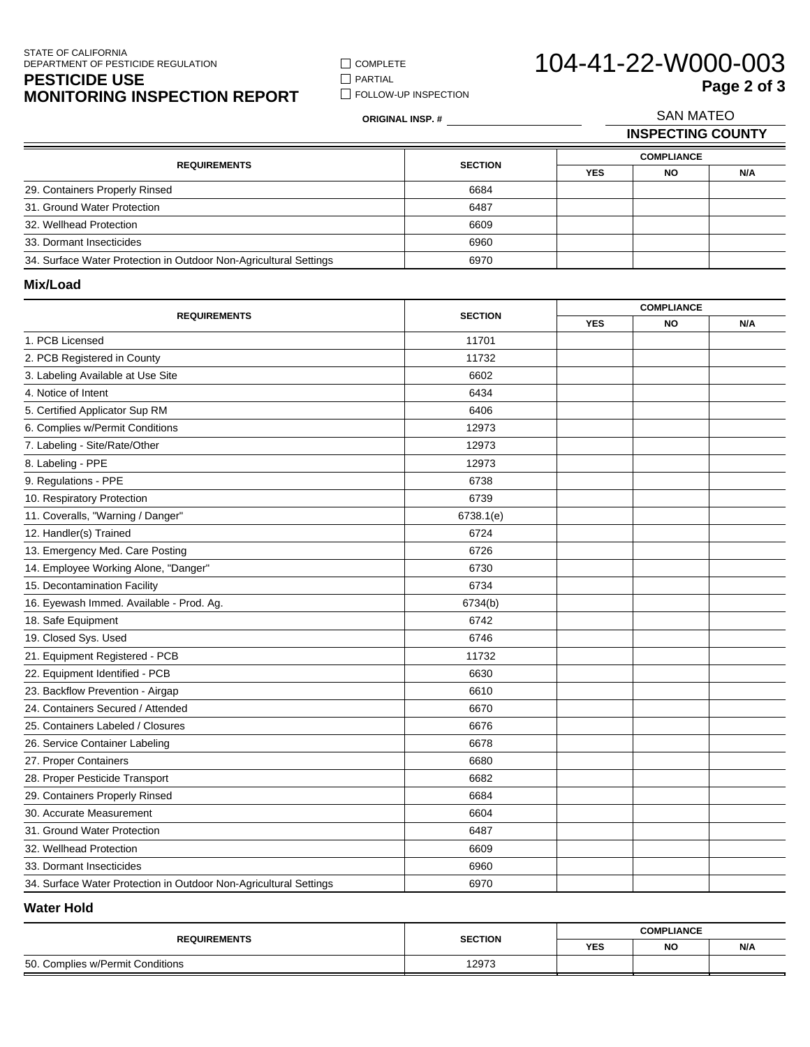STATE OF CALIFORNIA
DEPARTMENT OF PESTICIDE REGULATION

# PESTICIDE USE MONITORING INSPECTION REPORT

☐ COMPLETE
☐ PARTIAL
☐ FOLLOW-UP INSPECTION

## 104-41-22-W000-003

**ORIGINAL INSP. #**

SAN MATEO
**INSPECTING COUNTY**

| REQUIREMENTS | SECTION | COMPLIANCE | | |
|---|---|---|---|---|
| | | YES | NO | N/A |
| 29. Containers Properly Rinsed | 6684 | | | |
| 31. Ground Water Protection | 6487 | | | |
| 32. Wellhead Protection | 6609 | | | |
| 33. Dormant Insecticides | 6960 | | | |
| 34. Surface Water Protection in Outdoor Non-Agricultural Settings | 6970 | | | |

### Mix/Load

| REQUIREMENTS | SECTION | COMPLIANCE | | |
|---|---|---|---|---|
| | | YES | NO | N/A |
| 1. PCB Licensed | 11701 | | | |
| 2. PCB Registered in County | 11732 | | | |
| 3. Labeling Available at Use Site | 6602 | | | |
| 4. Notice of Intent | 6434 | | | |
| 5. Certified Applicator Sup RM | 6406 | | | |
| 6. Complies w/Permit Conditions | 12973 | | | |
| 7. Labeling - Site/Rate/Other | 12973 | | | |
| 8. Labeling - PPE | 12973 | | | |
| 9. Regulations - PPE | 6738 | | | |
| 10. Respiratory Protection | 6739 | | | |
| 11. Coveralls, "Warning / Danger" | 6738.1(e) | | | |
| 12. Handler(s) Trained | 6724 | | | |
| 13. Emergency Med. Care Posting | 6726 | | | |
| 14. Employee Working Alone, "Danger" | 6730 | | | |
| 15. Decontamination Facility | 6734 | | | |
| 16. Eyewash Immed. Available - Prod. Ag. | 6734(b) | | | |
| 18. Safe Equipment | 6742 | | | |
| 19. Closed Sys. Used | 6746 | | | |
| 21. Equipment Registered - PCB | 11732 | | | |
| 22. Equipment Identified - PCB | 6630 | | | |
| 23. Backflow Prevention - Airgap | 6610 | | | |
| 24. Containers Secured / Attended | 6670 | | | |
| 25. Containers Labeled / Closures | 6676 | | | |
| 26. Service Container Labeling | 6678 | | | |
| 27. Proper Containers | 6680 | | | |
| 28. Proper Pesticide Transport | 6682 | | | |
| 29. Containers Properly Rinsed | 6684 | | | |
| 30. Accurate Measurement | 6604 | | | |
| 31. Ground Water Protection | 6487 | | | |
| 32. Wellhead Protection | 6609 | | | |
| 33. Dormant Insecticides | 6960 | | | |
| 34. Surface Water Protection in Outdoor Non-Agricultural Settings | 6970 | | | |

### Water Hold

| REQUIREMENTS | SECTION | COMPLIANCE | | |
|---|---|---|---|---|
| | | YES | NO | N/A |
| 50. Complies w/Permit Conditions | 12973 | | | |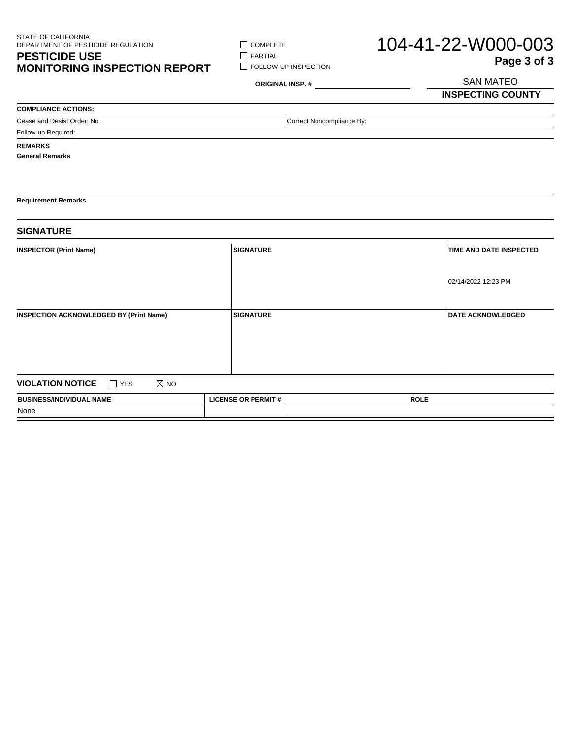STATE OF CALIFORNIA
DEPARTMENT OF PESTICIDE REGULATION

# PESTICIDE USE MONITORING INSPECTION REPORT

☐ COMPLETE
☐ PARTIAL
☐ FOLLOW-UP INSPECTION

**ORIGINAL INSP. #**

# 104-41-22-W000-003

SAN MATEO
**INSPECTING COUNTY**

**COMPLIANCE ACTIONS:**

| | |
|---|---|
| Cease and Desist Order: No | Correct Noncompliance By: |
| Follow-up Required: | |

**REMARKS**

**General Remarks**

**Requirement Remarks**

## SIGNATURE

| INSPECTOR (Print Name) | SIGNATURE | TIME AND DATE INSPECTED |
|---|---|---|
| | | 02/14/2022 12:23 PM |
| **INSPECTION ACKNOWLEDGED BY (Print Name)** | **SIGNATURE** | **DATE ACKNOWLEDGED** |
| | | |

**VIOLATION NOTICE** ☐ YES ☒ NO

| BUSINESS/INDIVIDUAL NAME | LICENSE OR PERMIT # | ROLE |
|---|---|---|
| None | | |